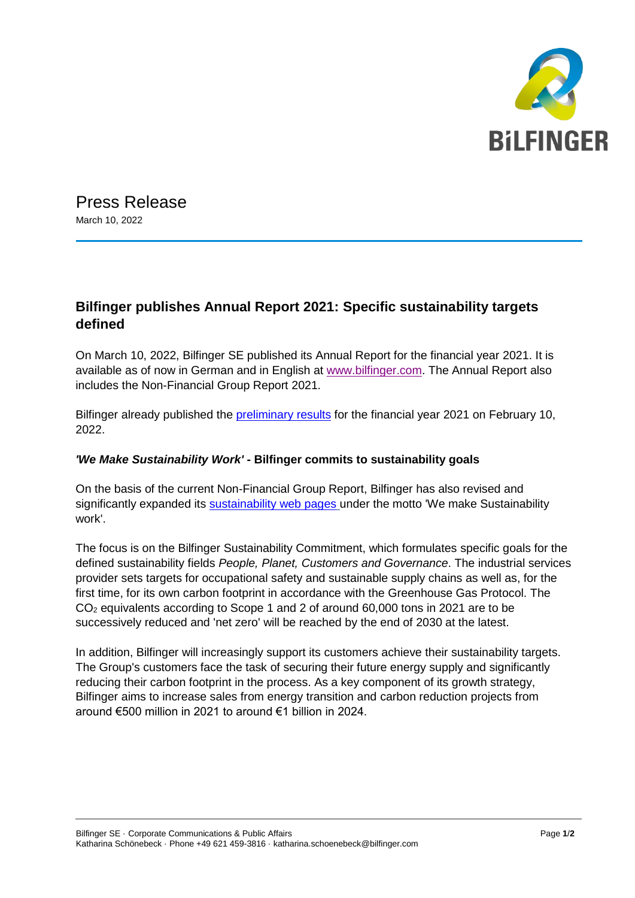# Press Release

March 10, 2022

## Bilfinger publishes Annual Report 2021: Specific sustainability targets defined

On March 10, 2022, Bilfinger SE published its Annual Report for the financial year 2021. It is available as of now in German and in English at www.bilfinger.com. The Annual Report also includes the Non-Financial Group Report 2021.

Bilfinger already published the preliminary results for the financial year 2021 on February 10, 2022.

### *'We Make Sustainability Work'* - Bilfinger commits to sustainability goals

On the basis of the current Non-Financial Group Report, Bilfinger has also revised and significantly expanded its sustainability web pages under the motto 'We make Sustainability work'.

The focus is on the Bilfinger Sustainability Commitment, which formulates specific goals for the defined sustainability fields *People, Planet, Customers and Governance*. The industrial services provider sets targets for occupational safety and sustainable supply chains as well as, for the first time, for its own carbon footprint in accordance with the Greenhouse Gas Protocol. The $CO_2$ equivalents according to Scope 1 and 2 of around 60,000 tons in 2021 are to be successively reduced and 'net zero' will be reached by the end of 2030 at the latest.

In addition, Bilfinger will increasingly support its customers achieve their sustainability targets. The Group's customers face the task of securing their future energy supply and significantly reducing their carbon footprint in the process. As a key component of its growth strategy, Bilfinger aims to increase sales from energy transition and carbon reduction projects from around €500 million in 2021 to around €1 billion in 2024.

Bilfinger SE · Corporate Communications & Public Affairs
Katharina Schönebeck · Phone +49 621 459-3816 · katharina.schoenebeck@bilfinger.com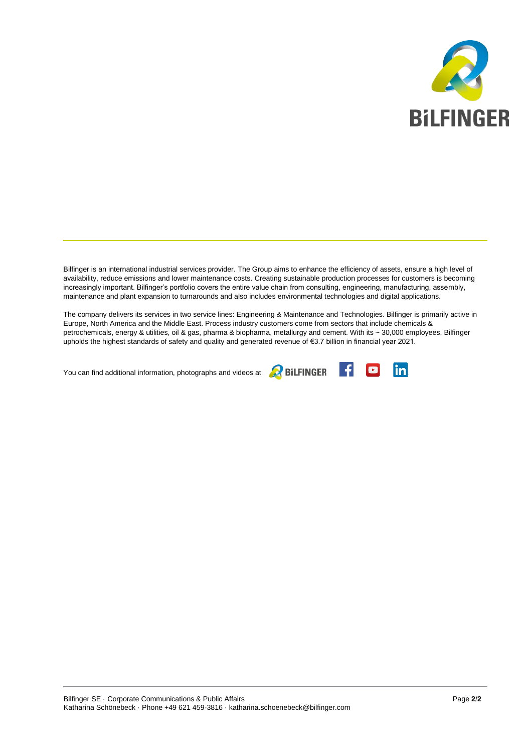Bilfinger is an international industrial services provider. The Group aims to enhance the efficiency of assets, ensure a high level of availability, reduce emissions and lower maintenance costs. Creating sustainable production processes for customers is becoming increasingly important. Bilfinger's portfolio covers the entire value chain from consulting, engineering, manufacturing, assembly, maintenance and plant expansion to turnarounds and also includes environmental technologies and digital applications.

The company delivers its services in two service lines: Engineering & Maintenance and Technologies. Bilfinger is primarily active in Europe, North America and the Middle East. Process industry customers come from sectors that include chemicals & petrochemicals, energy & utilities, oil & gas, pharma & biopharma, metallurgy and cement. With its ~ 30,000 employees, Bilfinger upholds the highest standards of safety and quality and generated revenue of €3.7 billion in financial year 2021.

You can find additional information, photographs and videos at BILFINGER

Bilfinger SE · Corporate Communications & Public Affairs
Katharina Schönebeck · Phone +49 621 459-3816 · katharina.schoenebeck@bilfinger.com